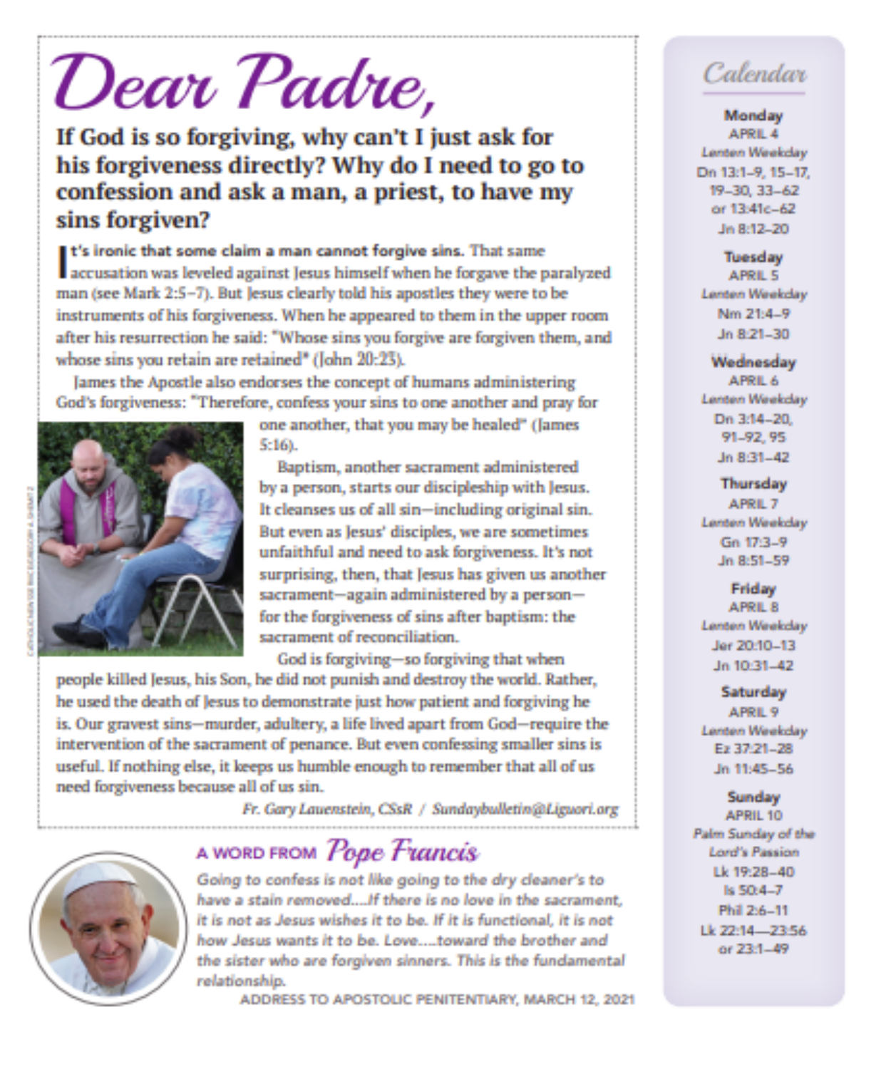# Dear Padre,

## If God is so forgiving, why can't I just ask for his forgiveness directly? Why do I need to go to confession and ask a man, a priest, to have my sins forgiven?

**It's ironic that some claim a man cannot forgive sins.** That same accusation was leveled against Jesus himself when he forgave the paralyzed man (see Mark 2:5–7). But Jesus clearly told his apostles they were to be instruments of his forgiveness. When he appeared to them in the upper room after his resurrection he said: "Whose sins you forgive are forgiven them, and whose sins you retain are retained" (John 20:23).

James the Apostle also endorses the concept of humans administering God's forgiveness: "Therefore, confess your sins to one another and pray for one another, that you may be healed" (James 5:16).

Baptism, another sacrament administered by a person, starts our discipleship with Jesus. It cleanses us of all sin—including original sin. But even as Jesus' disciples, we are sometimes unfaithful and need to ask forgiveness. It's not surprising, then, that Jesus has given us another sacrament—again administered by a person—for the forgiveness of sins after baptism: the sacrament of reconciliation.

God is forgiving—so forgiving that when people killed Jesus, his Son, he did not punish and destroy the world. Rather, he used the death of Jesus to demonstrate just how patient and forgiving he is. Our gravest sins—murder, adultery, a life lived apart from God—require the intervention of the sacrament of penance. But even confessing smaller sins is useful. If nothing else, it keeps us humble enough to remember that all of us need forgiveness because all of us sin.

*Fr. Gary Lauenstein, CSsR / Sundaybulletin@Liguori.org*

## A WORD FROM *Pope Francis*

*Going to confess is not like going to the dry cleaner's to have a stain removed....If there is no love in the sacrament, it is not as Jesus wishes it to be. If it is functional, it is not how Jesus wants it to be. Love....toward the brother and the sister who are forgiven sinners. This is the fundamental relationship.*

ADDRESS TO APOSTOLIC PENITENTIARY, MARCH 12, 2021

## *Calendar*

**Monday**
APRIL 4
*Lenten Weekday*
Dn 13:1–9, 15–17, 19–30, 33–62 or 13:41c–62
Jn 8:12–20

**Tuesday**
APRIL 5
*Lenten Weekday*
Nm 21:4–9
Jn 8:21–30

**Wednesday**
APRIL 6
*Lenten Weekday*
Dn 3:14–20, 91–92, 95
Jn 8:31–42

**Thursday**
APRIL 7
*Lenten Weekday*
Gn 17:3–9
Jn 8:51–59

**Friday**
APRIL 8
*Lenten Weekday*
Jer 20:10–13
Jn 10:31–42

**Saturday**
APRIL 9
*Lenten Weekday*
Ez 37:21–28
Jn 11:45–56

**Sunday**
APRIL 10
*Palm Sunday of the Lord's Passion*
Lk 19:28–40
Is 50:4–7
Phil 2:6–11
Lk 22:14—23:56 or 23:1–49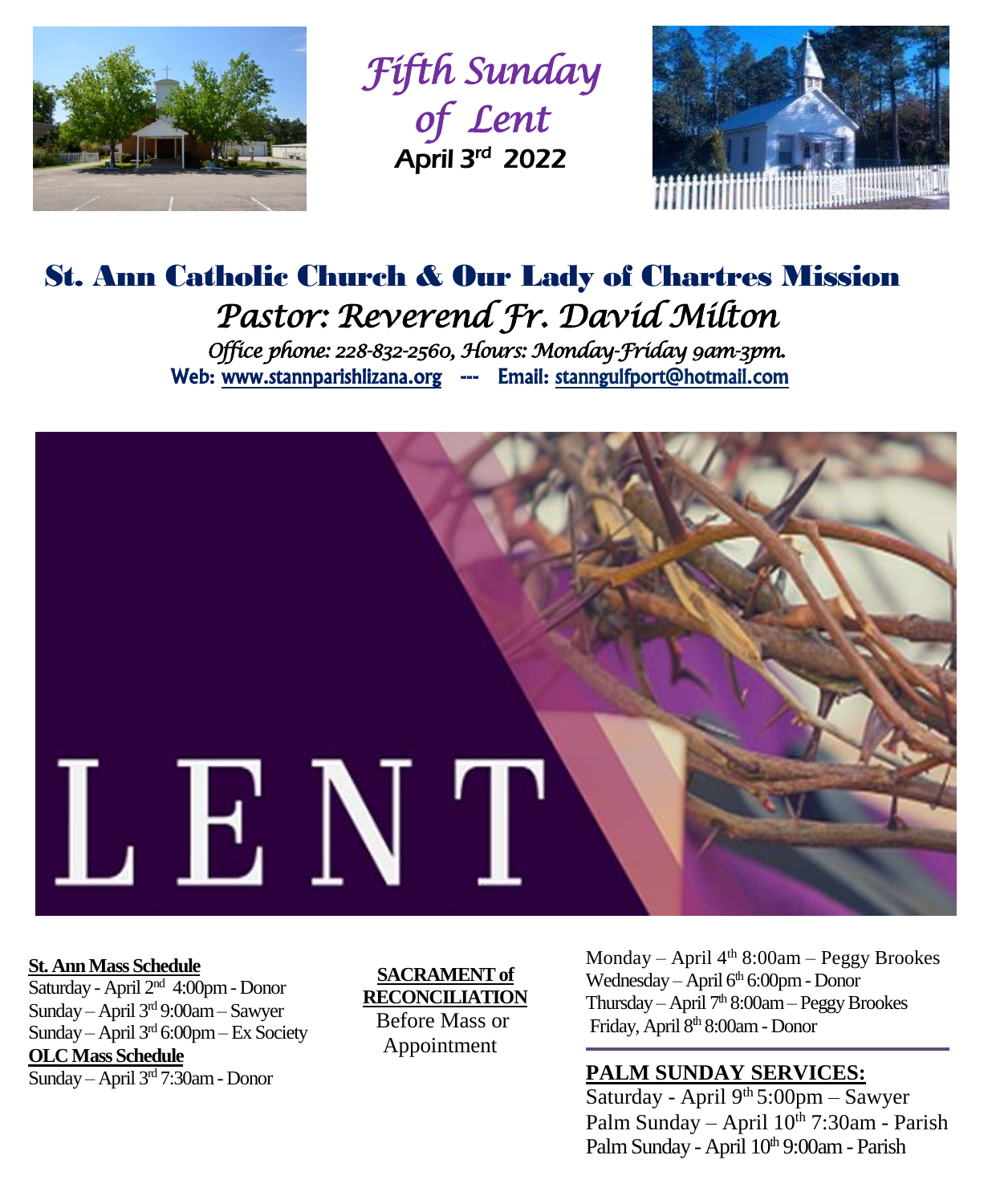# *Fifth Sunday of Lent*

**April 3rd 2022**

## St. Ann Catholic Church & Our Lady of Chartres Mission

### *Pastor: Reverend Fr. David Milton*

*Office phone: 228-832-2560, Hours: Monday-Friday 9am-3pm.*

**Web: www.stannparishlizana.org --- Email: stanngulfport@hotmail.com**

LENT

**St. Ann Mass Schedule**

Saturday - April 2nd 4:00pm - Donor
Sunday – April 3rd 9:00am – Sawyer
Sunday – April 3rd 6:00pm – Ex Society

**OLC Mass Schedule**

Sunday – April 3rd 7:30am - Donor

**SACRAMENT of RECONCILIATION**

Before Mass or Appointment

Monday – April 4th 8:00am – Peggy Brookes
Wednesday – April 6th 6:00pm - Donor
Thursday – April 7th 8:00am – Peggy Brookes
Friday, April 8th 8:00am - Donor

**PALM SUNDAY SERVICES:**

Saturday - April 9th 5:00pm – Sawyer
Palm Sunday – April 10th 7:30am - Parish
Palm Sunday - April 10th 9:00am - Parish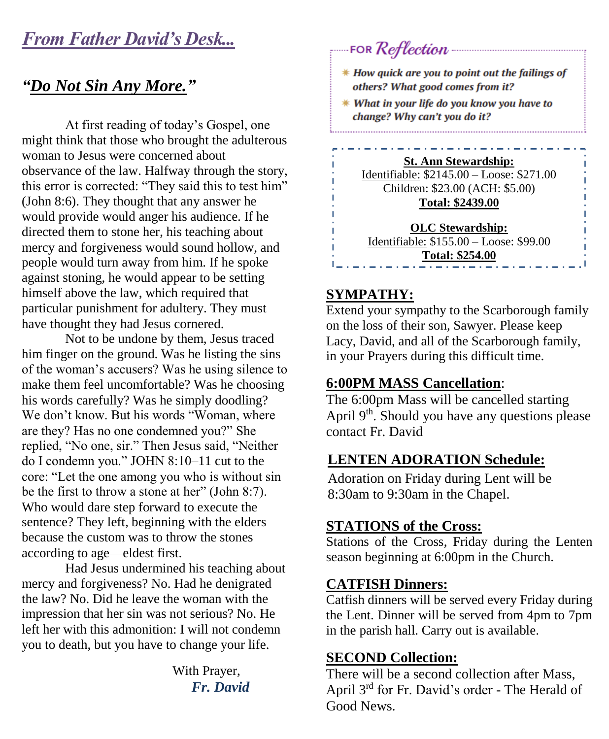## *From Father David's Desk...*

### *"Do Not Sin Any More."*

At first reading of today's Gospel, one might think that those who brought the adulterous woman to Jesus were concerned about observance of the law. Halfway through the story, this error is corrected: "They said this to test him" (John 8:6). They thought that any answer he would provide would anger his audience. If he directed them to stone her, his teaching about mercy and forgiveness would sound hollow, and people would turn away from him. If he spoke against stoning, he would appear to be setting himself above the law, which required that particular punishment for adultery. They must have thought they had Jesus cornered.

Not to be undone by them, Jesus traced him finger on the ground. Was he listing the sins of the woman's accusers? Was he using silence to make them feel uncomfortable? Was he choosing his words carefully? Was he simply doodling? We don't know. But his words "Woman, where are they? Has no one condemned you?" She replied, "No one, sir." Then Jesus said, "Neither do I condemn you." JOHN 8:10–11 cut to the core: "Let the one among you who is without sin be the first to throw a stone at her" (John 8:7). Who would dare step forward to execute the sentence? They left, beginning with the elders because the custom was to throw the stones according to age—eldest first.

Had Jesus undermined his teaching about mercy and forgiveness? No. Had he denigrated the law? No. Did he leave the woman with the impression that her sin was not serious? No. He left her with this admonition: I will not condemn you to death, but you have to change your life.

With Prayer,
*Fr. David*

---

**FOR *Reflection***

- ***How quick are you to point out the failings of others? What good comes from it?***
- ***What in your life do you know you have to change? Why can't you do it?***

---

**St. Ann Stewardship:**
Identifiable: $2145.00 – Loose: $271.00
Children: $23.00 (ACH: $5.00)
**Total: $2439.00**

**OLC Stewardship:**
Identifiable: $155.00 – Loose: $99.00
**Total: $254.00**

---

**SYMPATHY:**
Extend your sympathy to the Scarborough family on the loss of their son, Sawyer. Please keep Lacy, David, and all of the Scarborough family, in your Prayers during this difficult time.

**6:00PM MASS Cancellation**:
The 6:00pm Mass will be cancelled starting April 9th. Should you have any questions please contact Fr. David

**LENTEN ADORATION Schedule:**
Adoration on Friday during Lent will be 8:30am to 9:30am in the Chapel.

**STATIONS of the Cross:**
Stations of the Cross, Friday during the Lenten season beginning at 6:00pm in the Church.

**CATFISH Dinners:**
Catfish dinners will be served every Friday during the Lent. Dinner will be served from 4pm to 7pm in the parish hall. Carry out is available.

**SECOND Collection:**
There will be a second collection after Mass, April 3rd for Fr. David's order - The Herald of Good News.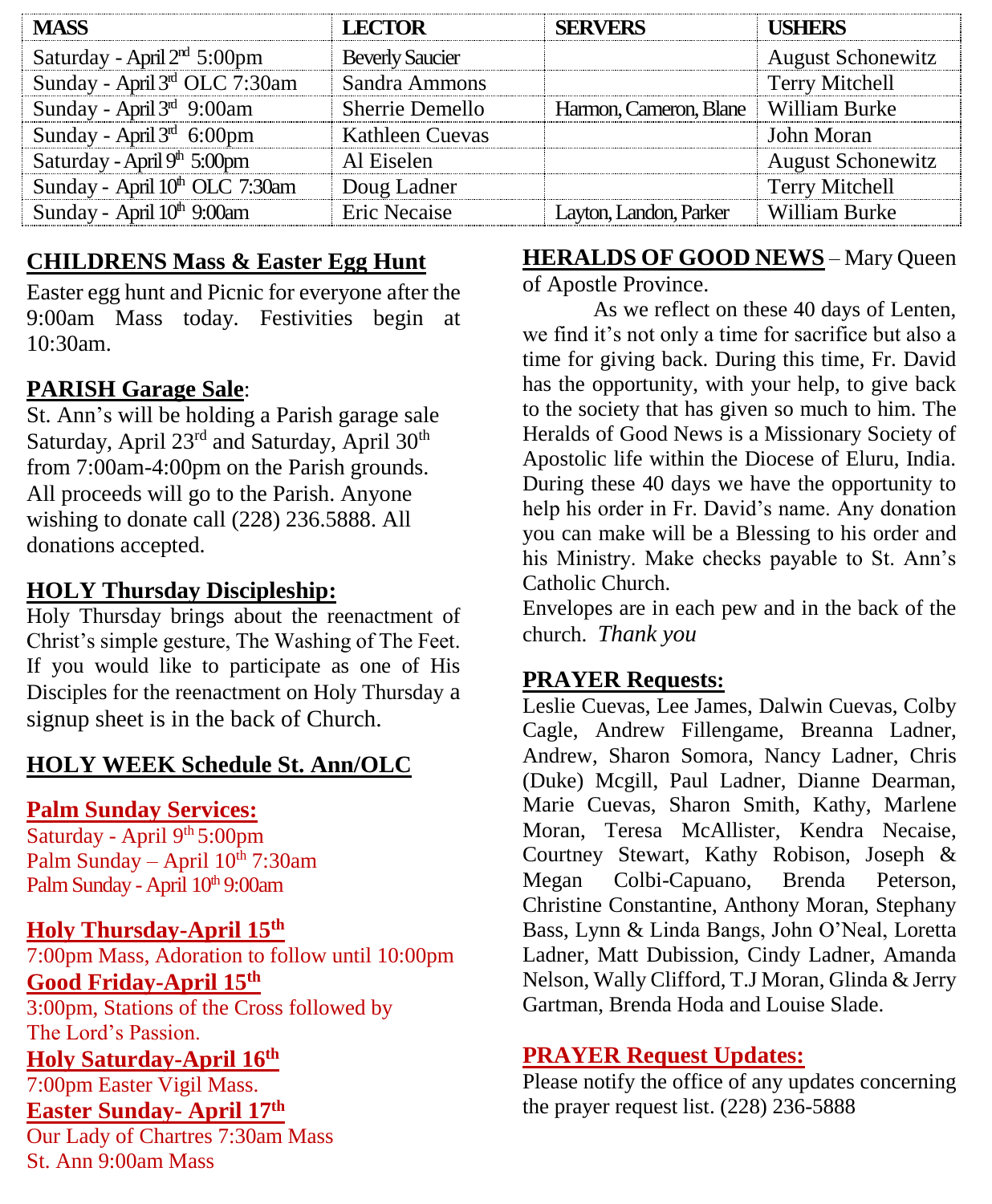| MASS | LECTOR | SERVERS | USHERS |
|---|---|---|---|
| Saturday - April 2nd 5:00pm | Beverly Saucier | | August Schonewitz |
| Sunday - April 3rd OLC 7:30am | Sandra Ammons | | Terry Mitchell |
| Sunday - April 3rd 9:00am | Sherrie Demello | Harmon, Cameron, Blane | William Burke |
| Sunday - April 3rd 6:00pm | Kathleen Cuevas | | John Moran |
| Saturday - April 9th 5:00pm | Al Eiselen | | August Schonewitz |
| Sunday - April 10th OLC 7:30am | Doug Ladner | | Terry Mitchell |
| Sunday - April 10th 9:00am | Eric Necaise | Layton, Landon, Parker | William Burke |

## CHILDRENS Mass & Easter Egg Hunt

Easter egg hunt and Picnic for everyone after the 9:00am Mass today. Festivities begin at 10:30am.

## PARISH Garage Sale:

St. Ann's will be holding a Parish garage sale Saturday, April 23rd and Saturday, April 30th from 7:00am-4:00pm on the Parish grounds. All proceeds will go to the Parish. Anyone wishing to donate call (228) 236.5888. All donations accepted.

## HOLY Thursday Discipleship:

Holy Thursday brings about the reenactment of Christ's simple gesture, The Washing of The Feet. If you would like to participate as one of His Disciples for the reenactment on Holy Thursday a signup sheet is in the back of Church.

## HOLY WEEK Schedule St. Ann/OLC

### Palm Sunday Services:

Saturday - April 9th 5:00pm
Palm Sunday – April 10th 7:30am
Palm Sunday - April 10th 9:00am

### Holy Thursday-April 15th

7:00pm Mass, Adoration to follow until 10:00pm

### Good Friday-April 15th

3:00pm, Stations of the Cross followed by The Lord's Passion.

### Holy Saturday-April 16th

7:00pm Easter Vigil Mass.

### Easter Sunday- April 17th

Our Lady of Chartres 7:30am Mass
St. Ann 9:00am Mass

## HERALDS OF GOOD NEWS – Mary Queen of Apostle Province.

As we reflect on these 40 days of Lenten, we find it's not only a time for sacrifice but also a time for giving back. During this time, Fr. David has the opportunity, with your help, to give back to the society that has given so much to him. The Heralds of Good News is a Missionary Society of Apostolic life within the Diocese of Eluru, India. During these 40 days we have the opportunity to help his order in Fr. David's name. Any donation you can make will be a Blessing to his order and his Ministry. Make checks payable to St. Ann's Catholic Church.

Envelopes are in each pew and in the back of the church. *Thank you*

## PRAYER Requests:

Leslie Cuevas, Lee James, Dalwin Cuevas, Colby Cagle, Andrew Fillengame, Breanna Ladner, Andrew, Sharon Somora, Nancy Ladner, Chris (Duke) Mcgill, Paul Ladner, Dianne Dearman, Marie Cuevas, Sharon Smith, Kathy, Marlene Moran, Teresa McAllister, Kendra Necaise, Courtney Stewart, Kathy Robison, Joseph & Megan Colbi-Capuano, Brenda Peterson, Christine Constantine, Anthony Moran, Stephany Bass, Lynn & Linda Bangs, John O'Neal, Loretta Ladner, Matt Dubission, Cindy Ladner, Amanda Nelson, Wally Clifford, T.J Moran, Glinda & Jerry Gartman, Brenda Hoda and Louise Slade.

## PRAYER Request Updates:

Please notify the office of any updates concerning the prayer request list. (228) 236-5888